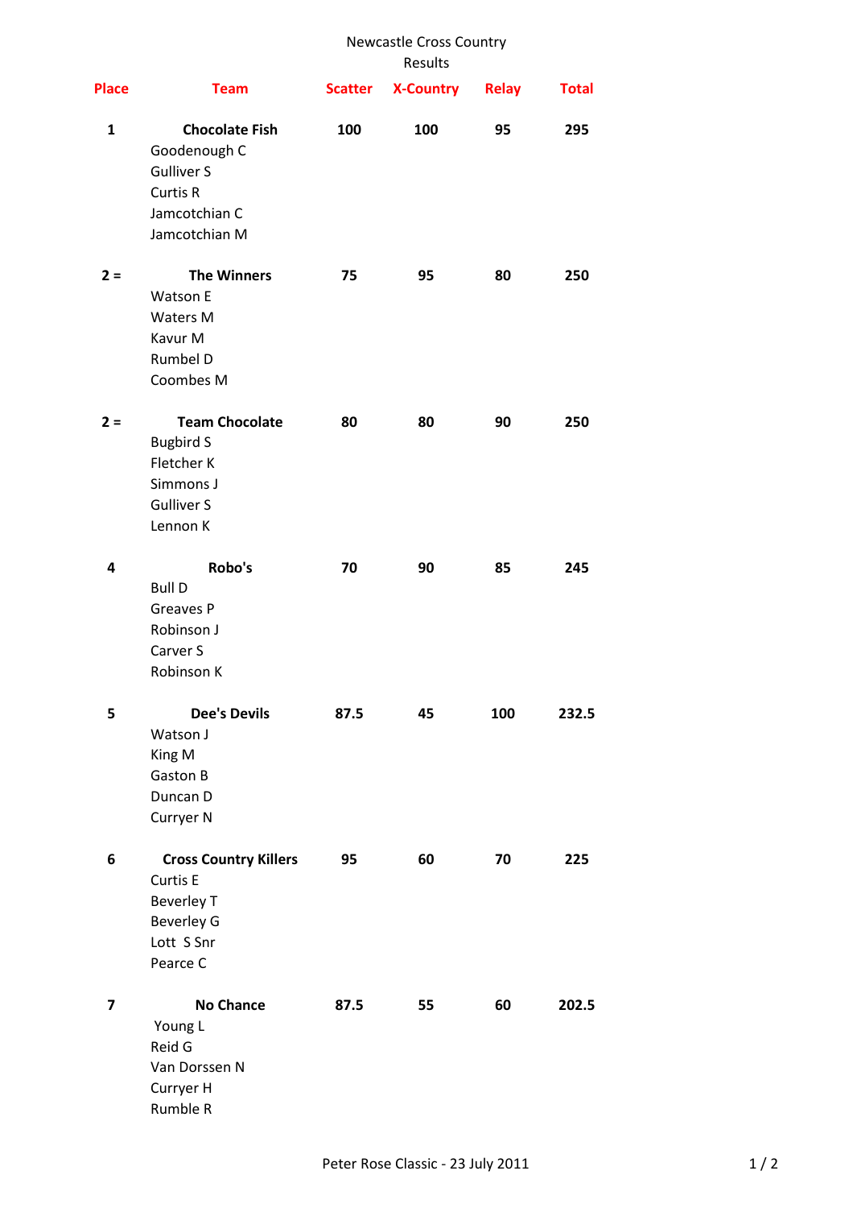# Newcastle Cross Country

## Results

| Place | Team | Scatter | X-Country | Relay | Total |
|---|---|---|---|---|---|
| 1 | **Chocolate Fish** | 100 | 100 | 95 | 295 |
| | Goodenough C | | | | |
| | Gulliver S | | | | |
| | Curtis R | | | | |
| | Jamcotchian C | | | | |
| | Jamcotchian M | | | | |
| 2 = | **The Winners** | 75 | 95 | 80 | 250 |
| | Watson E | | | | |
| | Waters M | | | | |
| | Kavur M | | | | |
| | Rumbel D | | | | |
| | Coombes M | | | | |
| 2 = | **Team Chocolate** | 80 | 80 | 90 | 250 |
| | Bugbird S | | | | |
| | Fletcher K | | | | |
| | Simmons J | | | | |
| | Gulliver S | | | | |
| | Lennon K | | | | |
| 4 | **Robo's** | 70 | 90 | 85 | 245 |
| | Bull D | | | | |
| | Greaves P | | | | |
| | Robinson J | | | | |
| | Carver S | | | | |
| | Robinson K | | | | |
| 5 | **Dee's Devils** | 87.5 | 45 | 100 | 232.5 |
| | Watson J | | | | |
| | King M | | | | |
| | Gaston B | | | | |
| | Duncan D | | | | |
| | Curryer N | | | | |
| 6 | **Cross Country Killers** | 95 | 60 | 70 | 225 |
| | Curtis E | | | | |
| | Beverley T | | | | |
| | Beverley G | | | | |
| | Lott S Snr | | | | |
| | Pearce C | | | | |
| 7 | **No Chance** | 87.5 | 55 | 60 | 202.5 |
| | Young L | | | | |
| | Reid G | | | | |
| | Van Dorssen N | | | | |
| | Curryer H | | | | |
| | Rumble R | | | | |

Peter Rose Classic - 23 July 2011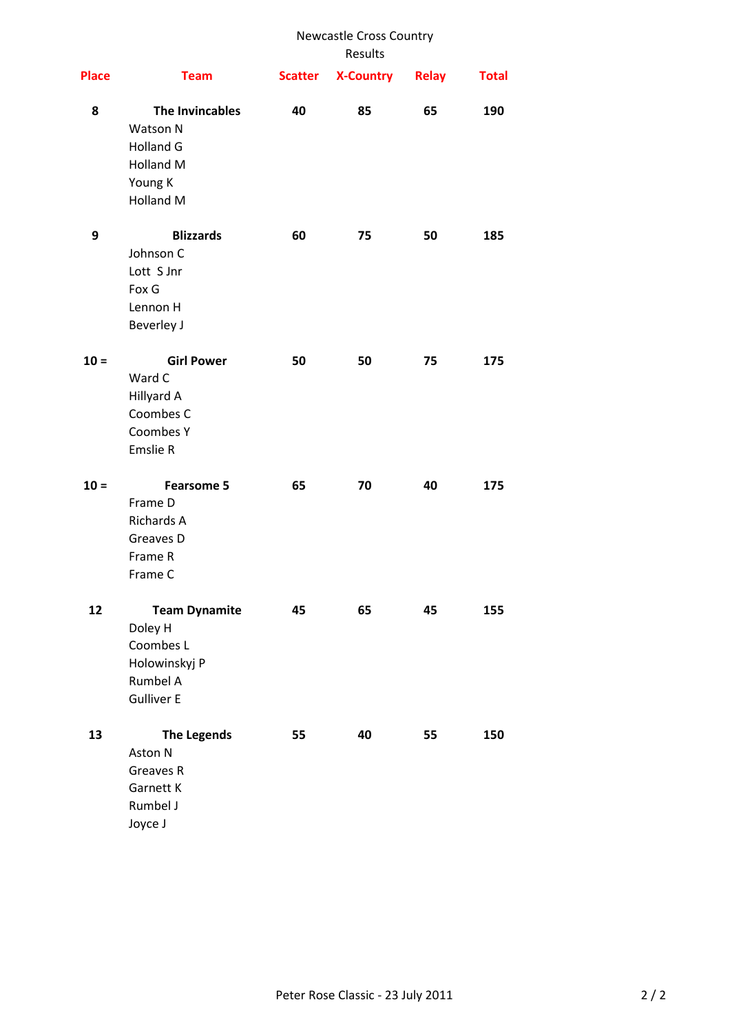Newcastle Cross Country
Results

| Place | Team | Scatter | X-Country | Relay | Total |
| --- | --- | --- | --- | --- | --- |
| 8 | **The Invincables** | 40 | 85 | 65 | 190 |
| | Watson N | | | | |
| | Holland G | | | | |
| | Holland M | | | | |
| | Young K | | | | |
| | Holland M | | | | |
| 9 | **Blizzards** | 60 | 75 | 50 | 185 |
| | Johnson C | | | | |
| | Lott S Jnr | | | | |
| | Fox G | | | | |
| | Lennon H | | | | |
| | Beverley J | | | | |
| 10 = | **Girl Power** | 50 | 50 | 75 | 175 |
| | Ward C | | | | |
| | Hillyard A | | | | |
| | Coombes C | | | | |
| | Coombes Y | | | | |
| | Emslie R | | | | |
| 10 = | **Fearsome 5** | 65 | 70 | 40 | 175 |
| | Frame D | | | | |
| | Richards A | | | | |
| | Greaves D | | | | |
| | Frame R | | | | |
| | Frame C | | | | |
| 12 | **Team Dynamite** | 45 | 65 | 45 | 155 |
| | Doley H | | | | |
| | Coombes L | | | | |
| | Holowinskyj P | | | | |
| | Rumbel A | | | | |
| | Gulliver E | | | | |
| 13 | **The Legends** | 55 | 40 | 55 | 150 |
| | Aston N | | | | |
| | Greaves R | | | | |
| | Garnett K | | | | |
| | Rumbel J | | | | |
| | Joyce J | | | | |

Peter Rose Classic - 23 July 2011